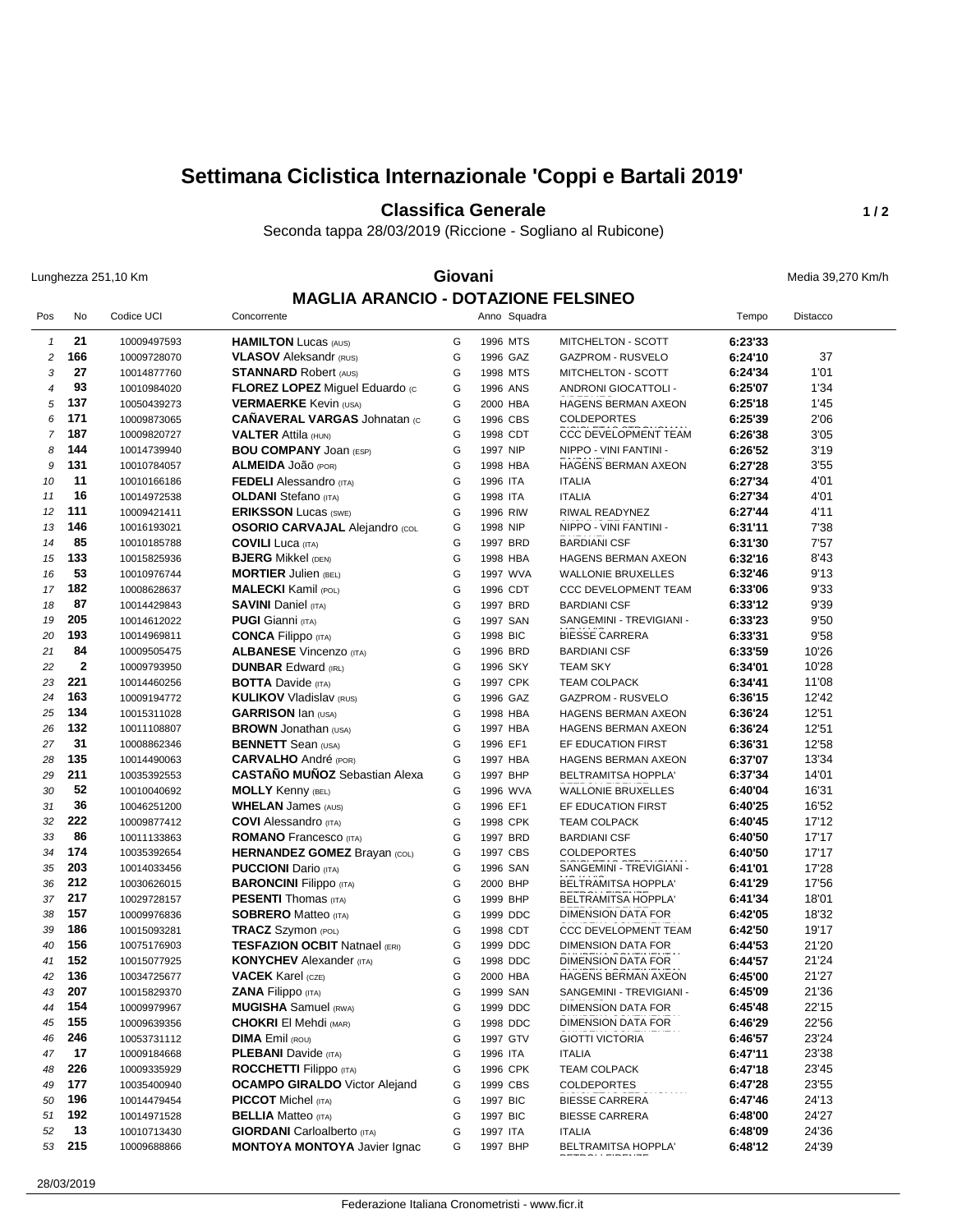# Settimana Ciclistica Internazionale 'Coppi e Bartali 2019'

## Classifica Generale

Seconda tappa 28/03/2019 (Riccione - Sogliano al Rubicone)

Lunghezza 251,10 Km

**Giovani**

Media 39,270 Km/h

### MAGLIA ARANCIO - DOTAZIONE FELSINEO

| Pos | No | Codice UCI | Concorrente | | Anno | Squadra | | Tempo | Distacco |
|---|---|---|---|---|---|---|---|---|---|
| 1 | 21 | 10009497593 | **HAMILTON** Lucas (AUS) | G | 1996 | MTS | MITCHELTON - SCOTT | **6:23'33** | |
| 2 | 166 | 10009728070 | **VLASOV** Aleksandr (RUS) | G | 1996 | GAZ | GAZPROM - RUSVELO | **6:24'10** | 37 |
| 3 | 27 | 10014877760 | **STANNARD** Robert (AUS) | G | 1998 | MTS | MITCHELTON - SCOTT | **6:24'34** | 1'01 |
| 4 | 93 | 10010984020 | **FLOREZ LOPEZ** Miguel Eduardo (C | G | 1996 | ANS | ANDRONI GIOCATTOLI - | **6:25'07** | 1'34 |
| 5 | 137 | 10050439273 | **VERMAERKE** Kevin (USA) | G | 2000 | HBA | HAGENS BERMAN AXEON | **6:25'18** | 1'45 |
| 6 | 171 | 10009873065 | **CAÑAVERAL VARGAS** Johnatan (C | G | 1996 | CBS | COLDEPORTES | **6:25'39** | 2'06 |
| 7 | 187 | 10009820727 | **VALTER** Attila (HUN) | G | 1998 | CDT | CCC DEVELOPMENT TEAM | **6:26'38** | 3'05 |
| 8 | 144 | 10014739940 | **BOU COMPANY** Joan (ESP) | G | 1997 | NIP | NIPPO - VINI FANTINI - | **6:26'52** | 3'19 |
| 9 | 131 | 10010784057 | **ALMEIDA** João (POR) | G | 1998 | HBA | HAGENS BERMAN AXEON | **6:27'28** | 3'55 |
| 10 | 11 | 10010166186 | **FEDELI** Alessandro (ITA) | G | 1996 | ITA | ITALIA | **6:27'34** | 4'01 |
| 11 | 16 | 10014972538 | **OLDANI** Stefano (ITA) | G | 1998 | ITA | ITALIA | **6:27'34** | 4'01 |
| 12 | 111 | 10009421411 | **ERIKSSON** Lucas (SWE) | G | 1996 | RIW | RIWAL READYNEZ | **6:27'44** | 4'11 |
| 13 | 146 | 10016193021 | **OSORIO CARVAJAL** Alejandro (COL | G | 1998 | NIP | NIPPO - VINI FANTINI - | **6:31'11** | 7'38 |
| 14 | 85 | 10010185788 | **COVILI** Luca (ITA) | G | 1997 | BRD | BARDIANI CSF | **6:31'30** | 7'57 |
| 15 | 133 | 10015825936 | **BJERG** Mikkel (DEN) | G | 1998 | HBA | HAGENS BERMAN AXEON | **6:32'16** | 8'43 |
| 16 | 53 | 10010976744 | **MORTIER** Julien (BEL) | G | 1997 | WVA | WALLONIE BRUXELLES | **6:32'46** | 9'13 |
| 17 | 182 | 10008628637 | **MALECKI** Kamil (POL) | G | 1996 | CDT | CCC DEVELOPMENT TEAM | **6:33'06** | 9'33 |
| 18 | 87 | 10014429843 | **SAVINI** Daniel (ITA) | G | 1997 | BRD | BARDIANI CSF | **6:33'12** | 9'39 |
| 19 | 205 | 10014612022 | **PUGI** Gianni (ITA) | G | 1997 | SAN | SANGEMINI - TREVIGIANI - | **6:33'23** | 9'50 |
| 20 | 193 | 10014969811 | **CONCA** Filippo (ITA) | G | 1998 | BIC | BIESSE CARRERA | **6:33'31** | 9'58 |
| 21 | 84 | 10009505475 | **ALBANESE** Vincenzo (ITA) | G | 1996 | BRD | BARDIANI CSF | **6:33'59** | 10'26 |
| 22 | 2 | 10009793950 | **DUNBAR** Edward (IRL) | G | 1996 | SKY | TEAM SKY | **6:34'01** | 10'28 |
| 23 | 221 | 10014460256 | **BOTTA** Davide (ITA) | G | 1997 | CPK | TEAM COLPACK | **6:34'41** | 11'08 |
| 24 | 163 | 10009194772 | **KULIKOV** Vladislav (RUS) | G | 1996 | GAZ | GAZPROM - RUSVELO | **6:36'15** | 12'42 |
| 25 | 134 | 10015311028 | **GARRISON** Ian (USA) | G | 1998 | HBA | HAGENS BERMAN AXEON | **6:36'24** | 12'51 |
| 26 | 132 | 10011108807 | **BROWN** Jonathan (USA) | G | 1997 | HBA | HAGENS BERMAN AXEON | **6:36'24** | 12'51 |
| 27 | 31 | 10008862346 | **BENNETT** Sean (USA) | G | 1996 | EF1 | EF EDUCATION FIRST | **6:36'31** | 12'58 |
| 28 | 135 | 10014490063 | **CARVALHO** André (POR) | G | 1997 | HBA | HAGENS BERMAN AXEON | **6:37'07** | 13'34 |
| 29 | 211 | 10035392553 | **CASTAÑO MUÑOZ** Sebastian Alexa | G | 1997 | BHP | BELTRAMITSA HOPPLA' | **6:37'34** | 14'01 |
| 30 | 52 | 10010040692 | **MOLLY** Kenny (BEL) | G | 1996 | WVA | WALLONIE BRUXELLES | **6:40'04** | 16'31 |
| 31 | 36 | 10046251200 | **WHELAN** James (AUS) | G | 1996 | EF1 | EF EDUCATION FIRST | **6:40'25** | 16'52 |
| 32 | 222 | 10009877412 | **COVI** Alessandro (ITA) | G | 1998 | CPK | TEAM COLPACK | **6:40'45** | 17'12 |
| 33 | 86 | 10011133863 | **ROMANO** Francesco (ITA) | G | 1997 | BRD | BARDIANI CSF | **6:40'50** | 17'17 |
| 34 | 174 | 10035392654 | **HERNANDEZ GOMEZ** Brayan (COL) | G | 1997 | CBS | COLDEPORTES | **6:40'50** | 17'17 |
| 35 | 203 | 10014033456 | **PUCCIONI** Dario (ITA) | G | 1996 | SAN | SANGEMINI - TREVIGIANI - | **6:41'01** | 17'28 |
| 36 | 212 | 10030626015 | **BARONCINI** Filippo (ITA) | G | 2000 | BHP | BELTRAMITSA HOPPLA' | **6:41'29** | 17'56 |
| 37 | 217 | 10029728157 | **PESENTI** Thomas (ITA) | G | 1999 | BHP | BELTRAMITSA HOPPLA' | **6:41'34** | 18'01 |
| 38 | 157 | 10009976836 | **SOBRERO** Matteo (ITA) | G | 1999 | DDC | DIMENSION DATA FOR | **6:42'05** | 18'32 |
| 39 | 186 | 10015093281 | **TRACZ** Szymon (POL) | G | 1998 | CDT | CCC DEVELOPMENT TEAM | **6:42'50** | 19'17 |
| 40 | 156 | 10075176903 | **TESFAZION OCBIT** Natnael (ERI) | G | 1999 | DDC | DIMENSION DATA FOR | **6:44'53** | 21'20 |
| 41 | 152 | 10015077925 | **KONYCHEV** Alexander (ITA) | G | 1998 | DDC | DIMENSION DATA FOR | **6:44'57** | 21'24 |
| 42 | 136 | 10034725677 | **VACEK** Karel (CZE) | G | 2000 | HBA | HAGENS BERMAN AXEON | **6:45'00** | 21'27 |
| 43 | 207 | 10015829370 | **ZANA** Filippo (ITA) | G | 1999 | SAN | SANGEMINI - TREVIGIANI - | **6:45'09** | 21'36 |
| 44 | 154 | 10009979967 | **MUGISHA** Samuel (RWA) | G | 1999 | DDC | DIMENSION DATA FOR | **6:45'48** | 22'15 |
| 45 | 155 | 10009639356 | **CHOKRI** El Mehdi (MAR) | G | 1998 | DDC | DIMENSION DATA FOR | **6:46'29** | 22'56 |
| 46 | 246 | 10053731112 | **DIMA** Emil (ROU) | G | 1997 | GTV | GIOTTI VICTORIA | **6:46'57** | 23'24 |
| 47 | 17 | 10009184668 | **PLEBANI** Davide (ITA) | G | 1996 | ITA | ITALIA | **6:47'11** | 23'38 |
| 48 | 226 | 10009335929 | **ROCCHETTI** Filippo (ITA) | G | 1996 | CPK | TEAM COLPACK | **6:47'18** | 23'45 |
| 49 | 177 | 10035400940 | **OCAMPO GIRALDO** Victor Alejand | G | 1999 | CBS | COLDEPORTES | **6:47'28** | 23'55 |
| 50 | 196 | 10014479454 | **PICCOT** Michel (ITA) | G | 1997 | BIC | BIESSE CARRERA | **6:47'46** | 24'13 |
| 51 | 192 | 10014971528 | **BELLIA** Matteo (ITA) | G | 1997 | BIC | BIESSE CARRERA | **6:48'00** | 24'27 |
| 52 | 13 | 10010713430 | **GIORDANI** Carloalberto (ITA) | G | 1997 | ITA | ITALIA | **6:48'09** | 24'36 |
| 53 | 215 | 10009688866 | **MONTOYA MONTOYA** Javier Ignac | G | 1997 | BHP | BELTRAMITSA HOPPLA' | **6:48'12** | 24'39 |

28/03/2019

Federazione Italiana Cronometristi - www.ficr.it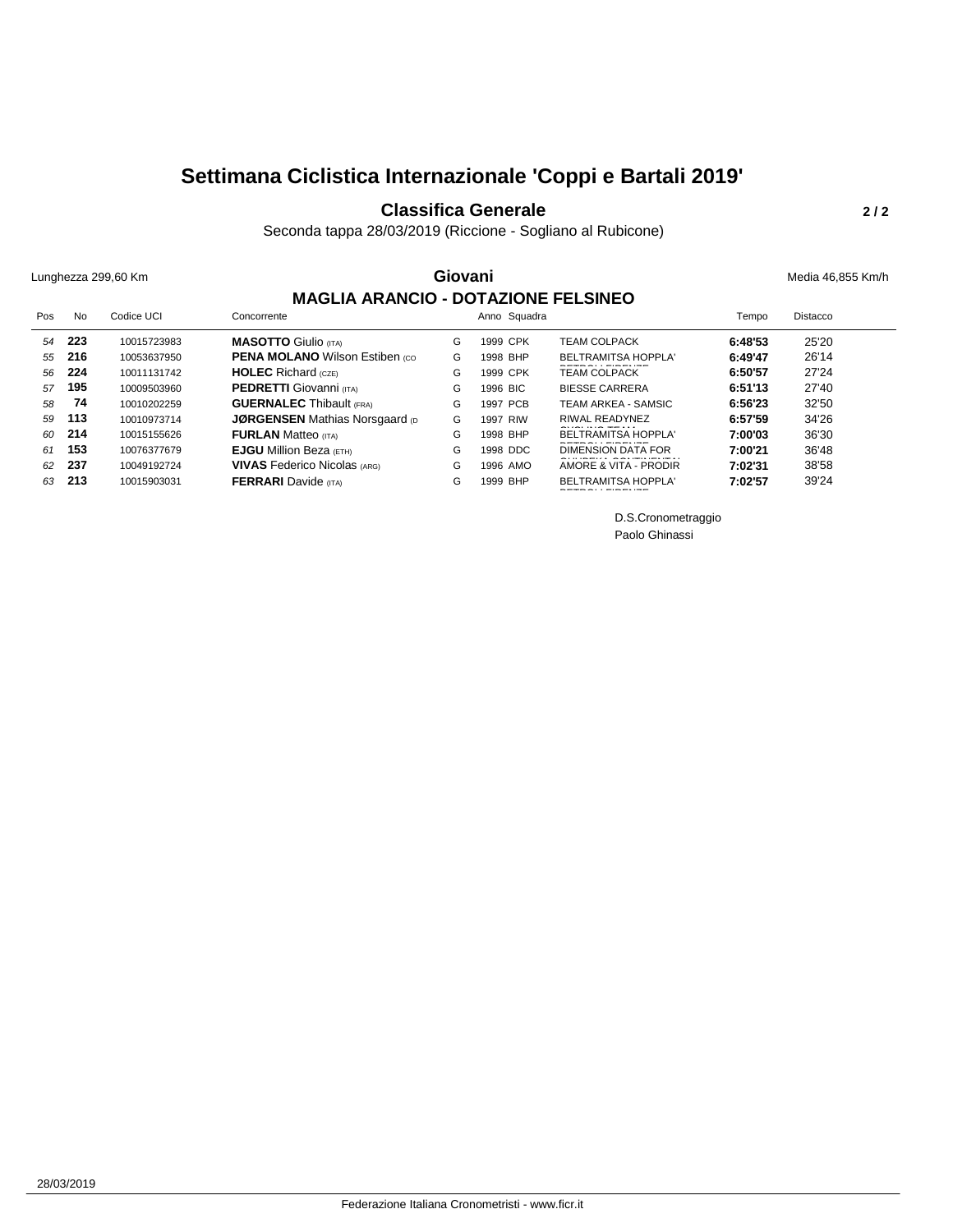# Settimana Ciclistica Internazionale 'Coppi e Bartali 2019'

## Classifica Generale

Seconda tappa 28/03/2019 (Riccione - Sogliano al Rubicone)

Lunghezza 299,60 Km

### Giovani

Media 46,855 Km/h

### MAGLIA ARANCIO - DOTAZIONE FELSINEO

| Pos | No | Codice UCI | Concorrente | | Anno | Squadra | | Tempo | Distacco |
|---|---|---|---|---|---|---|---|---|---|
| 54 | **223** | 10015723983 | **MASOTTO** Giulio (ITA) | G | 1999 | CPK | TEAM COLPACK | **6:48'53** | 25'20 |
| 55 | **216** | 10053637950 | **PENA MOLANO** Wilson Estiben (CO | G | 1998 | BHP | BELTRAMITSA HOPPLA' | **6:49'47** | 26'14 |
| 56 | **224** | 10011131742 | **HOLEC** Richard (CZE) | G | 1999 | CPK | TEAM COLPACK | **6:50'57** | 27'24 |
| 57 | **195** | 10009503960 | **PEDRETTI** Giovanni (ITA) | G | 1996 | BIC | BIESSE CARRERA | **6:51'13** | 27'40 |
| 58 | **74** | 10010202259 | **GUERNALEC** Thibault (FRA) | G | 1997 | PCB | TEAM ARKEA - SAMSIC | **6:56'23** | 32'50 |
| 59 | **113** | 10010973714 | **JØRGENSEN** Mathias Norsgaard (D | G | 1997 | RIW | RIWAL READYNEZ | **6:57'59** | 34'26 |
| 60 | **214** | 10015155626 | **FURLAN** Matteo (ITA) | G | 1998 | BHP | BELTRAMITSA HOPPLA' | **7:00'03** | 36'30 |
| 61 | **153** | 10076377679 | **EJGU** Million Beza (ETH) | G | 1998 | DDC | DIMENSION DATA FOR | **7:00'21** | 36'48 |
| 62 | **237** | 10049192724 | **VIVAS** Federico Nicolas (ARG) | G | 1996 | AMO | AMORE & VITA - PRODIR | **7:02'31** | 38'58 |
| 63 | **213** | 10015903031 | **FERRARI** Davide (ITA) | G | 1999 | BHP | BELTRAMITSA HOPPLA' | **7:02'57** | 39'24 |

D.S.Cronometraggio
Paolo Ghinassi

28/03/2019

Federazione Italiana Cronometristi - www.ficr.it